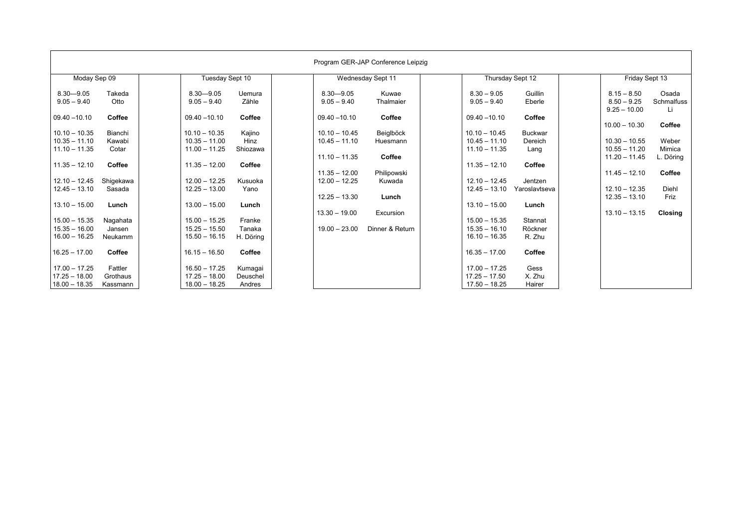# Program GER-JAP Conference Leipzig

## Moday Sep 09

| Time | Speaker |
|---|---|
| 8.30—9.05 | Takeda |
| 9.05 – 9.40 | Otto |
| 09.40 –10.10 | **Coffee** |
| 10.10 – 10.35 | Bianchi |
| 10.35 – 11.10 | Kawabi |
| 11.10 – 11.35 | Cotar |
| 11.35 – 12.10 | **Coffee** |
| 12.10 – 12.45 | Shigekawa |
| 12.45 – 13.10 | Sasada |
| 13.10 – 15.00 | **Lunch** |
| 15.00 – 15.35 | Nagahata |
| 15.35 – 16.00 | Jansen |
| 16.00 – 16.25 | Neukamm |
| 16.25 – 17.00 | **Coffee** |
| 17.00 – 17.25 | Fattler |
| 17.25 – 18.00 | Grothaus |
| 18.00 – 18.35 | Kassmann |

## Tuesday Sept 10

| Time | Speaker |
|---|---|
| 8.30—9.05 | Uemura |
| 9.05 – 9.40 | Zähle |
| 09.40 –10.10 | **Coffee** |
| 10.10 – 10.35 | Kajino |
| 10.35 – 11.00 | Hinz |
| 11.00 – 11.25 | Shiozawa |
| 11.35 – 12.00 | **Coffee** |
| 12.00 – 12.25 | Kusuoka |
| 12.25 – 13.00 | Yano |
| 13.00 – 15.00 | **Lunch** |
| 15.00 – 15.25 | Franke |
| 15.25 – 15.50 | Tanaka |
| 15.50 – 16.15 | H. Döring |
| 16.15 – 16.50 | **Coffee** |
| 16.50 – 17.25 | Kumagai |
| 17.25 – 18.00 | Deuschel |
| 18.00 – 18.25 | Andres |

## Wednesday Sept 11

| Time | Speaker |
|---|---|
| 8.30—9.05 | Kuwae |
| 9.05 – 9.40 | Thalmaier |
| 09.40 –10.10 | **Coffee** |
| 10.10 – 10.45 | Beiglböck |
| 10.45 – 11.10 | Huesmann |
| 11.10 – 11.35 | **Coffee** |
| 11.35 – 12.00 | Philipowski |
| 12.00 – 12.25 | Kuwada |
| 12.25 – 13.30 | **Lunch** |
| 13.30 – 19.00 | Excursion |
| 19.00 – 23.00 | Dinner & Return |

## Thursday Sept 12

| Time | Speaker |
|---|---|
| 8.30 – 9.05 | Guillin |
| 9.05 – 9.40 | Eberle |
| 09.40 –10.10 | **Coffee** |
| 10.10 – 10.45 | Buckwar |
| 10.45 – 11.10 | Dereich |
| 11.10 – 11.35 | Lang |
| 11.35 – 12.10 | **Coffee** |
| 12.10 – 12.45 | Jentzen |
| 12.45 – 13.10 | Yaroslavtseva |
| 13.10 – 15.00 | **Lunch** |
| 15.00 – 15.35 | Stannat |
| 15.35 – 16.10 | Röckner |
| 16.10 – 16.35 | R. Zhu |
| 16.35 – 17.00 | **Coffee** |
| 17.00 – 17.25 | Gess |
| 17.25 – 17.50 | X. Zhu |
| 17.50 – 18.25 | Hairer |

## Friday Sept 13

| Time | Speaker |
|---|---|
| 8.15 – 8.50 | Osada |
| 8.50 – 9.25 | Schmalfuss |
| 9.25 – 10.00 | Li |
| 10.00 – 10.30 | **Coffee** |
| 10.30 – 10.55 | Weber |
| 10.55 – 11.20 | Mimica |
| 11.20 – 11.45 | L. Döring |
| 11.45 – 12.10 | **Coffee** |
| 12.10 – 12.35 | Diehl |
| 12.35 – 13.10 | Friz |
| 13.10 – 13.15 | **Closing** |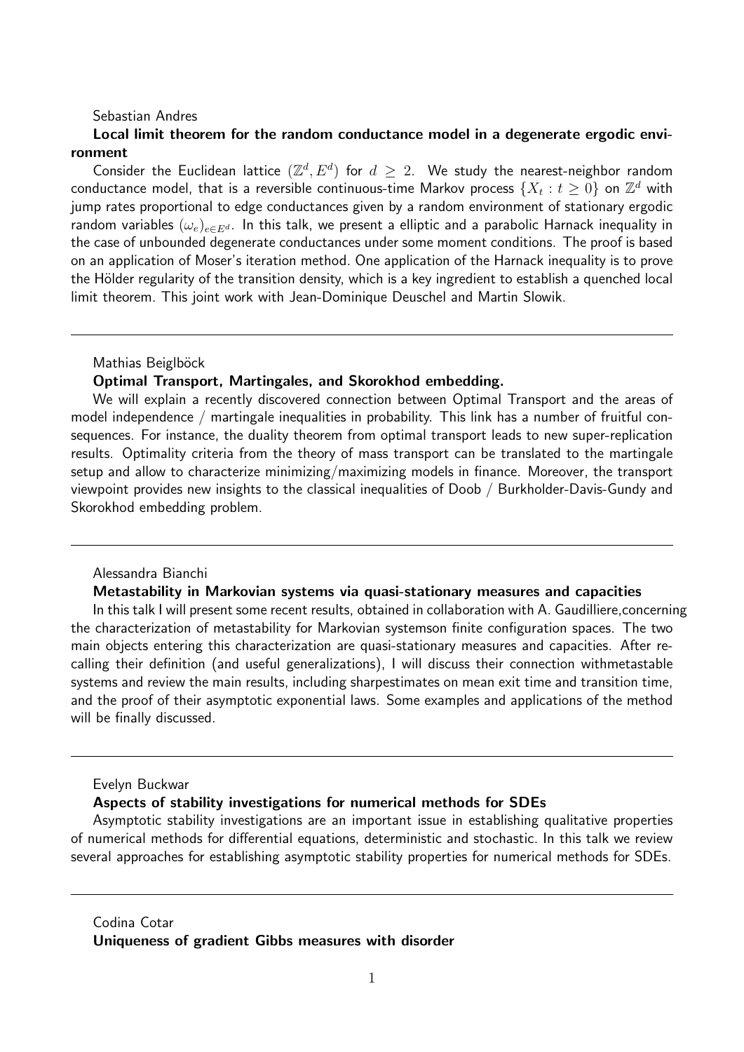Sebastian Andres

**Local limit theorem for the random conductance model in a degenerate ergodic environment**

Consider the Euclidean lattice $(\mathbb{Z}^d, E^d)$ for $d \geq 2$. We study the nearest-neighbor random conductance model, that is a reversible continuous-time Markov process $\{X_t : t \geq 0\}$ on $\mathbb{Z}^d$ with jump rates proportional to edge conductances given by a random environment of stationary ergodic random variables $(\omega_e)_{e \in E^d}$. In this talk, we present a elliptic and a parabolic Harnack inequality in the case of unbounded degenerate conductances under some moment conditions. The proof is based on an application of Moser's iteration method. One application of the Harnack inequality is to prove the Hölder regularity of the transition density, which is a key ingredient to establish a quenched local limit theorem. This joint work with Jean-Dominique Deuschel and Martin Slowik.

---

Mathias Beiglböck

**Optimal Transport, Martingales, and Skorokhod embedding.**

We will explain a recently discovered connection between Optimal Transport and the areas of model independence / martingale inequalities in probability. This link has a number of fruitful consequences. For instance, the duality theorem from optimal transport leads to new super-replication results. Optimality criteria from the theory of mass transport can be translated to the martingale setup and allow to characterize minimizing/maximizing models in finance. Moreover, the transport viewpoint provides new insights to the classical inequalities of Doob / Burkholder-Davis-Gundy and Skorokhod embedding problem.

---

Alessandra Bianchi

**Metastability in Markovian systems via quasi-stationary measures and capacities**

In this talk I will present some recent results, obtained in collaboration with A. Gaudilliere,concerning the characterization of metastability for Markovian systemson finite configuration spaces. The two main objects entering this characterization are quasi-stationary measures and capacities. After recalling their definition (and useful generalizations), I will discuss their connection withmetastable systems and review the main results, including sharpestimates on mean exit time and transition time, and the proof of their asymptotic exponential laws. Some examples and applications of the method will be finally discussed.

---

Evelyn Buckwar

**Aspects of stability investigations for numerical methods for SDEs**

Asymptotic stability investigations are an important issue in establishing qualitative properties of numerical methods for differential equations, deterministic and stochastic. In this talk we review several approaches for establishing asymptotic stability properties for numerical methods for SDEs.

---

Codina Cotar

**Uniqueness of gradient Gibbs measures with disorder**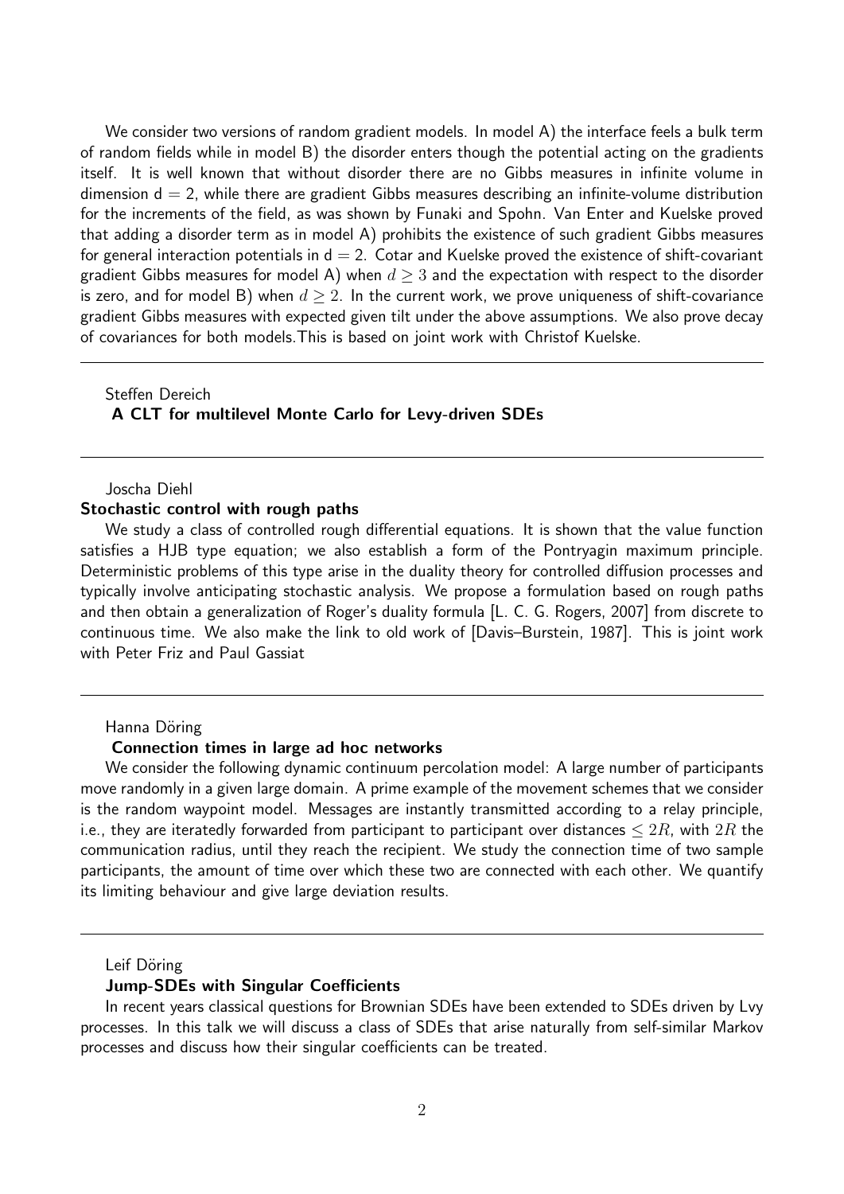We consider two versions of random gradient models. In model A) the interface feels a bulk term of random fields while in model B) the disorder enters though the potential acting on the gradients itself. It is well known that without disorder there are no Gibbs measures in infinite volume in dimension d = 2, while there are gradient Gibbs measures describing an infinite-volume distribution for the increments of the field, as was shown by Funaki and Spohn. Van Enter and Kuelske proved that adding a disorder term as in model A) prohibits the existence of such gradient Gibbs measures for general interaction potentials in d = 2. Cotar and Kuelske proved the existence of shift-covariant gradient Gibbs measures for model A) when $d \geq 3$ and the expectation with respect to the disorder is zero, and for model B) when $d \geq 2$. In the current work, we prove uniqueness of shift-covariance gradient Gibbs measures with expected given tilt under the above assumptions. We also prove decay of covariances for both models.This is based on joint work with Christof Kuelske.

---

Steffen Dereich

**A CLT for multilevel Monte Carlo for Levy-driven SDEs**

---

Joscha Diehl

**Stochastic control with rough paths**

We study a class of controlled rough differential equations. It is shown that the value function satisfies a HJB type equation; we also establish a form of the Pontryagin maximum principle. Deterministic problems of this type arise in the duality theory for controlled diffusion processes and typically involve anticipating stochastic analysis. We propose a formulation based on rough paths and then obtain a generalization of Roger's duality formula [L. C. G. Rogers, 2007] from discrete to continuous time. We also make the link to old work of [Davis–Burstein, 1987]. This is joint work with Peter Friz and Paul Gassiat

---

Hanna Döring

**Connection times in large ad hoc networks**

We consider the following dynamic continuum percolation model: A large number of participants move randomly in a given large domain. A prime example of the movement schemes that we consider is the random waypoint model. Messages are instantly transmitted according to a relay principle, i.e., they are iteratedly forwarded from participant to participant over distances $\leq 2R$, with $2R$ the communication radius, until they reach the recipient. We study the connection time of two sample participants, the amount of time over which these two are connected with each other. We quantify its limiting behaviour and give large deviation results.

---

Leif Döring

**Jump-SDEs with Singular Coefficients**

In recent years classical questions for Brownian SDEs have been extended to SDEs driven by Lvy processes. In this talk we will discuss a class of SDEs that arise naturally from self-similar Markov processes and discuss how their singular coefficients can be treated.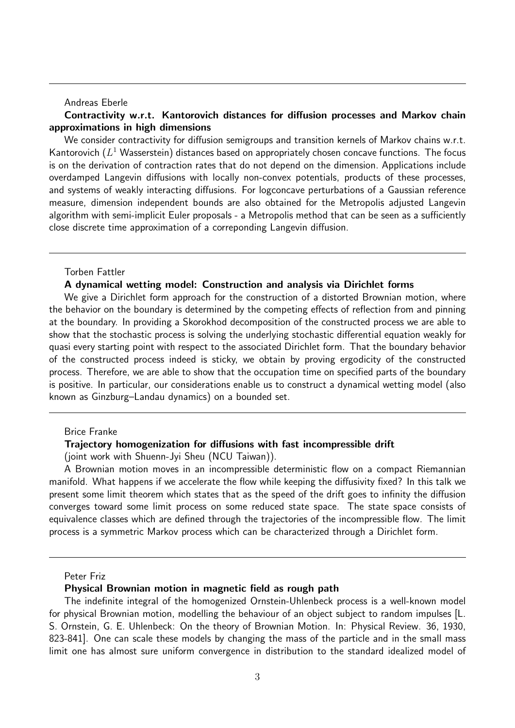---

Andreas Eberle

**Contractivity w.r.t. Kantorovich distances for diffusion processes and Markov chain approximations in high dimensions**

We consider contractivity for diffusion semigroups and transition kernels of Markov chains w.r.t. Kantorovich ($L^1$ Wasserstein) distances based on appropriately chosen concave functions. The focus is on the derivation of contraction rates that do not depend on the dimension. Applications include overdamped Langevin diffusions with locally non-convex potentials, products of these processes, and systems of weakly interacting diffusions. For logconcave perturbations of a Gaussian reference measure, dimension independent bounds are also obtained for the Metropolis adjusted Langevin algorithm with semi-implicit Euler proposals - a Metropolis method that can be seen as a sufficiently close discrete time approximation of a correponding Langevin diffusion.

---

Torben Fattler

**A dynamical wetting model: Construction and analysis via Dirichlet forms**

We give a Dirichlet form approach for the construction of a distorted Brownian motion, where the behavior on the boundary is determined by the competing effects of reflection from and pinning at the boundary. In providing a Skorokhod decomposition of the constructed process we are able to show that the stochastic process is solving the underlying stochastic differential equation weakly for quasi every starting point with respect to the associated Dirichlet form. That the boundary behavior of the constructed process indeed is sticky, we obtain by proving ergodicity of the constructed process. Therefore, we are able to show that the occupation time on specified parts of the boundary is positive. In particular, our considerations enable us to construct a dynamical wetting model (also known as Ginzburg–Landau dynamics) on a bounded set.

---

Brice Franke

**Trajectory homogenization for diffusions with fast incompressible drift**

(joint work with Shuenn-Jyi Sheu (NCU Taiwan)).

A Brownian motion moves in an incompressible deterministic flow on a compact Riemannian manifold. What happens if we accelerate the flow while keeping the diffusivity fixed? In this talk we present some limit theorem which states that as the speed of the drift goes to infinity the diffusion converges toward some limit process on some reduced state space. The state space consists of equivalence classes which are defined through the trajectories of the incompressible flow. The limit process is a symmetric Markov process which can be characterized through a Dirichlet form.

---

Peter Friz

**Physical Brownian motion in magnetic field as rough path**

The indefinite integral of the homogenized Ornstein-Uhlenbeck process is a well-known model for physical Brownian motion, modelling the behaviour of an object subject to random impulses [L. S. Ornstein, G. E. Uhlenbeck: On the theory of Brownian Motion. In: Physical Review. 36, 1930, 823-841]. One can scale these models by changing the mass of the particle and in the small mass limit one has almost sure uniform convergence in distribution to the standard idealized model of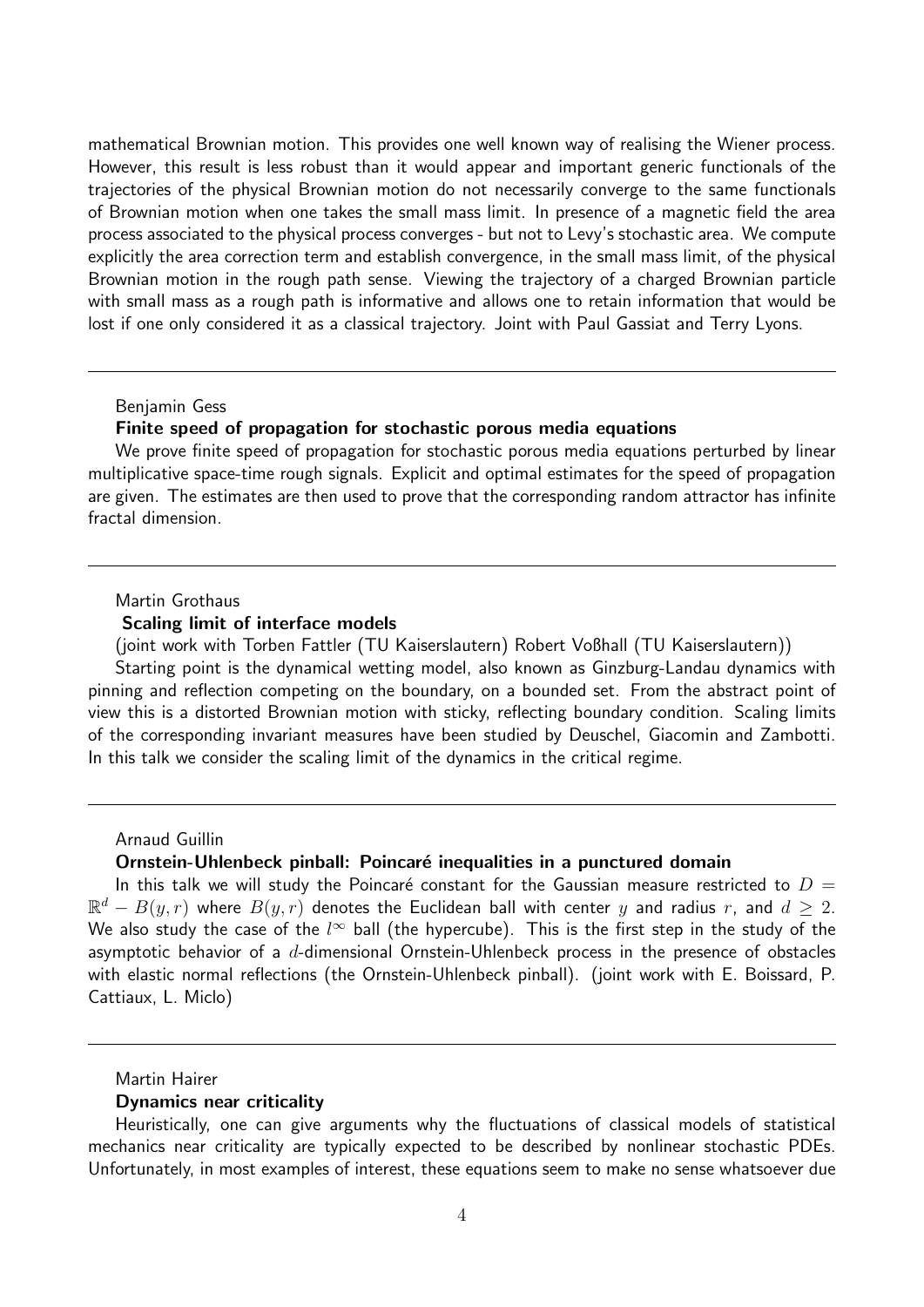mathematical Brownian motion. This provides one well known way of realising the Wiener process. However, this result is less robust than it would appear and important generic functionals of the trajectories of the physical Brownian motion do not necessarily converge to the same functionals of Brownian motion when one takes the small mass limit. In presence of a magnetic field the area process associated to the physical process converges - but not to Levy's stochastic area. We compute explicitly the area correction term and establish convergence, in the small mass limit, of the physical Brownian motion in the rough path sense. Viewing the trajectory of a charged Brownian particle with small mass as a rough path is informative and allows one to retain information that would be lost if one only considered it as a classical trajectory. Joint with Paul Gassiat and Terry Lyons.

---

Benjamin Gess

**Finite speed of propagation for stochastic porous media equations**

We prove finite speed of propagation for stochastic porous media equations perturbed by linear multiplicative space-time rough signals. Explicit and optimal estimates for the speed of propagation are given. The estimates are then used to prove that the corresponding random attractor has infinite fractal dimension.

---

Martin Grothaus

**Scaling limit of interface models**

(joint work with Torben Fattler (TU Kaiserslautern) Robert Voßhall (TU Kaiserslautern))

Starting point is the dynamical wetting model, also known as Ginzburg-Landau dynamics with pinning and reflection competing on the boundary, on a bounded set. From the abstract point of view this is a distorted Brownian motion with sticky, reflecting boundary condition. Scaling limits of the corresponding invariant measures have been studied by Deuschel, Giacomin and Zambotti. In this talk we consider the scaling limit of the dynamics in the critical regime.

---

Arnaud Guillin

**Ornstein-Uhlenbeck pinball: Poincaré inequalities in a punctured domain**

In this talk we will study the Poincaré constant for the Gaussian measure restricted to $D = \mathbb{R}^d - B(y,r)$ where $B(y,r)$ denotes the Euclidean ball with center $y$ and radius $r$, and $d \geq 2$. We also study the case of the $l^\infty$ ball (the hypercube). This is the first step in the study of the asymptotic behavior of a $d$-dimensional Ornstein-Uhlenbeck process in the presence of obstacles with elastic normal reflections (the Ornstein-Uhlenbeck pinball). (joint work with E. Boissard, P. Cattiaux, L. Miclo)

---

Martin Hairer

**Dynamics near criticality**

Heuristically, one can give arguments why the fluctuations of classical models of statistical mechanics near criticality are typically expected to be described by nonlinear stochastic PDEs. Unfortunately, in most examples of interest, these equations seem to make no sense whatsoever due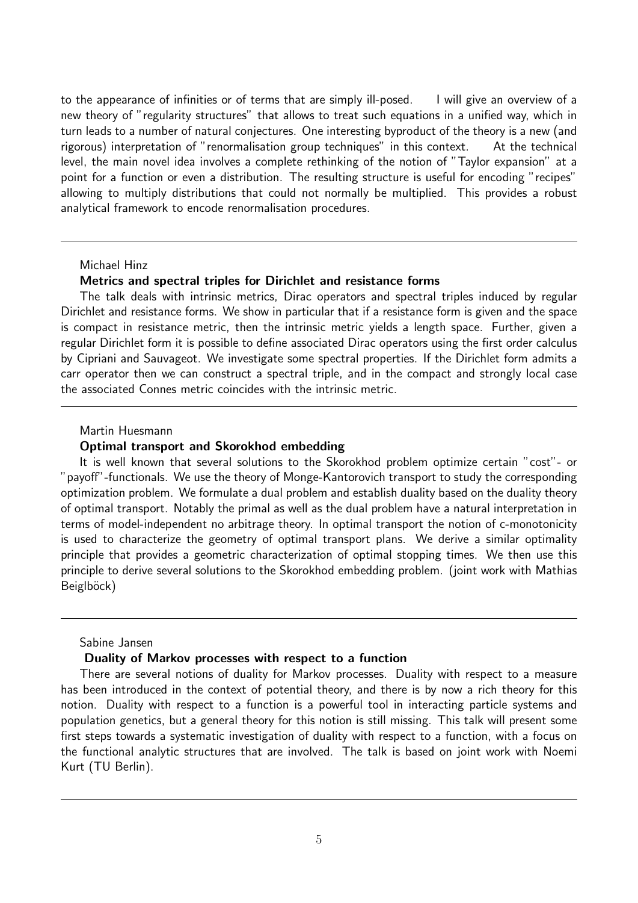to the appearance of infinities or of terms that are simply ill-posed. I will give an overview of a new theory of "regularity structures" that allows to treat such equations in a unified way, which in turn leads to a number of natural conjectures. One interesting byproduct of the theory is a new (and rigorous) interpretation of "renormalisation group techniques" in this context. At the technical level, the main novel idea involves a complete rethinking of the notion of "Taylor expansion" at a point for a function or even a distribution. The resulting structure is useful for encoding "recipes" allowing to multiply distributions that could not normally be multiplied. This provides a robust analytical framework to encode renormalisation procedures.

---

Michael Hinz

**Metrics and spectral triples for Dirichlet and resistance forms**

The talk deals with intrinsic metrics, Dirac operators and spectral triples induced by regular Dirichlet and resistance forms. We show in particular that if a resistance form is given and the space is compact in resistance metric, then the intrinsic metric yields a length space. Further, given a regular Dirichlet form it is possible to define associated Dirac operators using the first order calculus by Cipriani and Sauvageot. We investigate some spectral properties. If the Dirichlet form admits a carr operator then we can construct a spectral triple, and in the compact and strongly local case the associated Connes metric coincides with the intrinsic metric.

---

Martin Huesmann

**Optimal transport and Skorokhod embedding**

It is well known that several solutions to the Skorokhod problem optimize certain "cost"- or "payoff"-functionals. We use the theory of Monge-Kantorovich transport to study the corresponding optimization problem. We formulate a dual problem and establish duality based on the duality theory of optimal transport. Notably the primal as well as the dual problem have a natural interpretation in terms of model-independent no arbitrage theory. In optimal transport the notion of c-monotonicity is used to characterize the geometry of optimal transport plans. We derive a similar optimality principle that provides a geometric characterization of optimal stopping times. We then use this principle to derive several solutions to the Skorokhod embedding problem. (joint work with Mathias Beiglböck)

---

Sabine Jansen

**Duality of Markov processes with respect to a function**

There are several notions of duality for Markov processes. Duality with respect to a measure has been introduced in the context of potential theory, and there is by now a rich theory for this notion. Duality with respect to a function is a powerful tool in interacting particle systems and population genetics, but a general theory for this notion is still missing. This talk will present some first steps towards a systematic investigation of duality with respect to a function, with a focus on the functional analytic structures that are involved. The talk is based on joint work with Noemi Kurt (TU Berlin).

---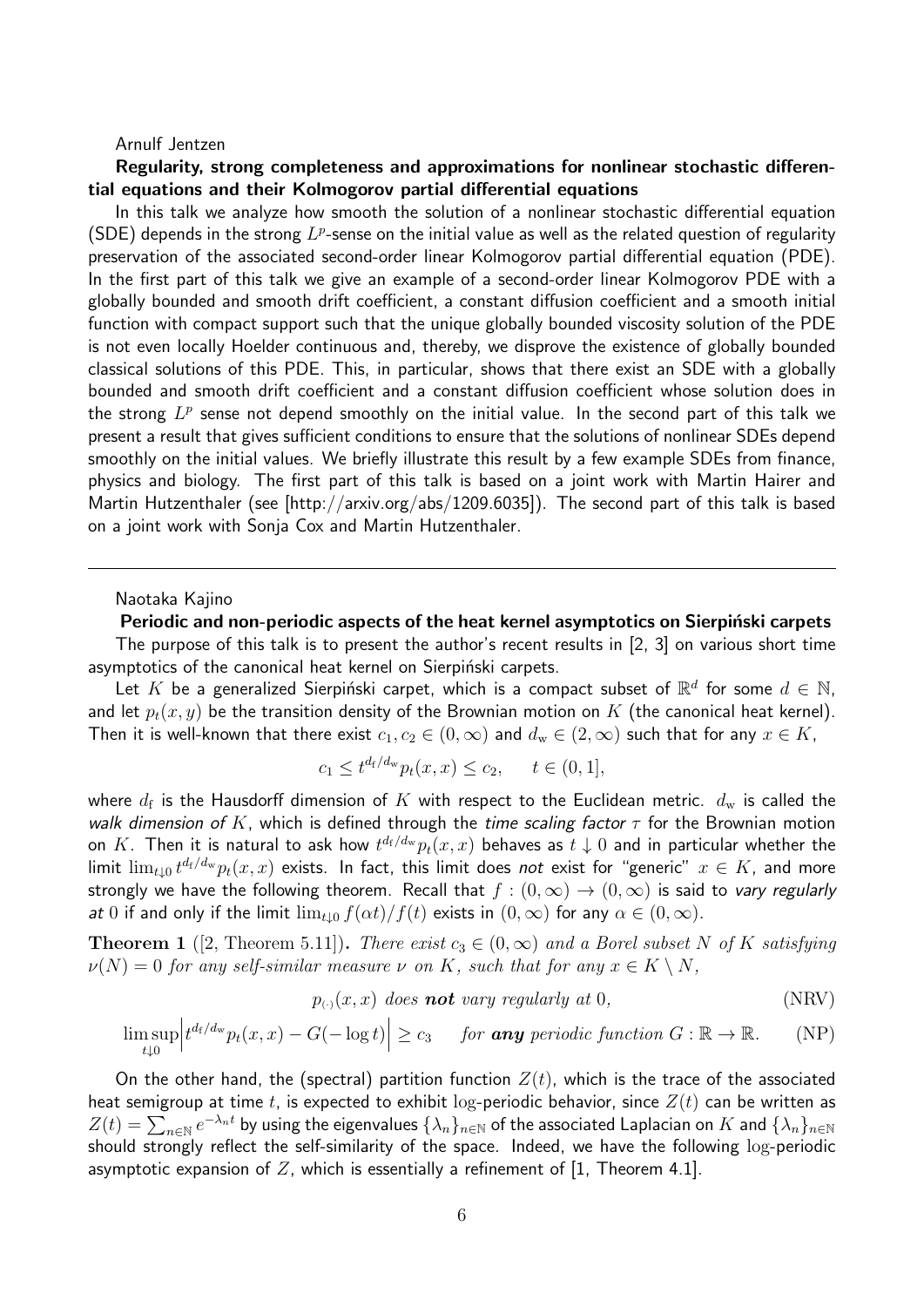Arnulf Jentzen

**Regularity, strong completeness and approximations for nonlinear stochastic differential equations and their Kolmogorov partial differential equations**

In this talk we analyze how smooth the solution of a nonlinear stochastic differential equation (SDE) depends in the strong $L^p$-sense on the initial value as well as the related question of regularity preservation of the associated second-order linear Kolmogorov partial differential equation (PDE). In the first part of this talk we give an example of a second-order linear Kolmogorov PDE with a globally bounded and smooth drift coefficient, a constant diffusion coefficient and a smooth initial function with compact support such that the unique globally bounded viscosity solution of the PDE is not even locally Hoelder continuous and, thereby, we disprove the existence of globally bounded classical solutions of this PDE. This, in particular, shows that there exist an SDE with a globally bounded and smooth drift coefficient and a constant diffusion coefficient whose solution does in the strong $L^p$ sense not depend smoothly on the initial value. In the second part of this talk we present a result that gives sufficient conditions to ensure that the solutions of nonlinear SDEs depend smoothly on the initial values. We briefly illustrate this result by a few example SDEs from finance, physics and biology. The first part of this talk is based on a joint work with Martin Hairer and Martin Hutzenthaler (see [http://arxiv.org/abs/1209.6035]). The second part of this talk is based on a joint work with Sonja Cox and Martin Hutzenthaler.

---

Naotaka Kajino

**Periodic and non-periodic aspects of the heat kernel asymptotics on Sierpiński carpets**

The purpose of this talk is to present the author's recent results in [2, 3] on various short time asymptotics of the canonical heat kernel on Sierpiński carpets.

Let $K$ be a generalized Sierpiński carpet, which is a compact subset of $\mathbb{R}^d$ for some $d \in \mathbb{N}$, and let $p_t(x, y)$ be the transition density of the Brownian motion on $K$ (the canonical heat kernel). Then it is well-known that there exist $c_1, c_2 \in (0, \infty)$ and $d_\mathrm{w} \in (2, \infty)$ such that for any $x \in K$,

$$c_1 \leq t^{d_\mathrm{f}/d_\mathrm{w}} p_t(x, x) \leq c_2, \qquad t \in (0, 1],$$

where $d_\mathrm{f}$ is the Hausdorff dimension of $K$ with respect to the Euclidean metric. $d_\mathrm{w}$ is called the *walk dimension of* $K$, which is defined through the *time scaling factor* $\tau$ for the Brownian motion on $K$. Then it is natural to ask how $t^{d_\mathrm{f}/d_\mathrm{w}} p_t(x, x)$ behaves as $t \downarrow 0$ and in particular whether the limit $\lim_{t \downarrow 0} t^{d_\mathrm{f}/d_\mathrm{w}} p_t(x, x)$ exists. In fact, this limit does *not* exist for "generic" $x \in K$, and more strongly we have the following theorem. Recall that $f : (0, \infty) \to (0, \infty)$ is said to *vary regularly at* $0$ if and only if the limit $\lim_{t \downarrow 0} f(\alpha t)/f(t)$ exists in $(0, \infty)$ for any $\alpha \in (0, \infty)$.

**Theorem 1** ([2, Theorem 5.11]). *There exist $c_3 \in (0, \infty)$ and a Borel subset $N$ of $K$ satisfying $\nu(N) = 0$ for any self-similar measure $\nu$ on $K$, such that for any $x \in K \setminus N$,*

$$p_{(\cdot)}(x, x) \textit{ does } \textbf{\textit{not}} \textit{ vary regularly at } 0, \tag{NRV}$$

$$\limsup_{t \downarrow 0} \left| t^{d_\mathrm{f}/d_\mathrm{w}} p_t(x, x) - G(-\log t) \right| \geq c_3 \quad \textit{ for } \textbf{\textit{any}} \textit{ periodic function } G : \mathbb{R} \to \mathbb{R}. \tag{NP}$$

On the other hand, the (spectral) partition function $Z(t)$, which is the trace of the associated heat semigroup at time $t$, is expected to exhibit $\log$-periodic behavior, since $Z(t)$ can be written as $Z(t) = \sum_{n \in \mathbb{N}} e^{-\lambda_n t}$ by using the eigenvalues $\{\lambda_n\}_{n \in \mathbb{N}}$ of the associated Laplacian on $K$ and $\{\lambda_n\}_{n \in \mathbb{N}}$ should strongly reflect the self-similarity of the space. Indeed, we have the following $\log$-periodic asymptotic expansion of $Z$, which is essentially a refinement of [1, Theorem 4.1].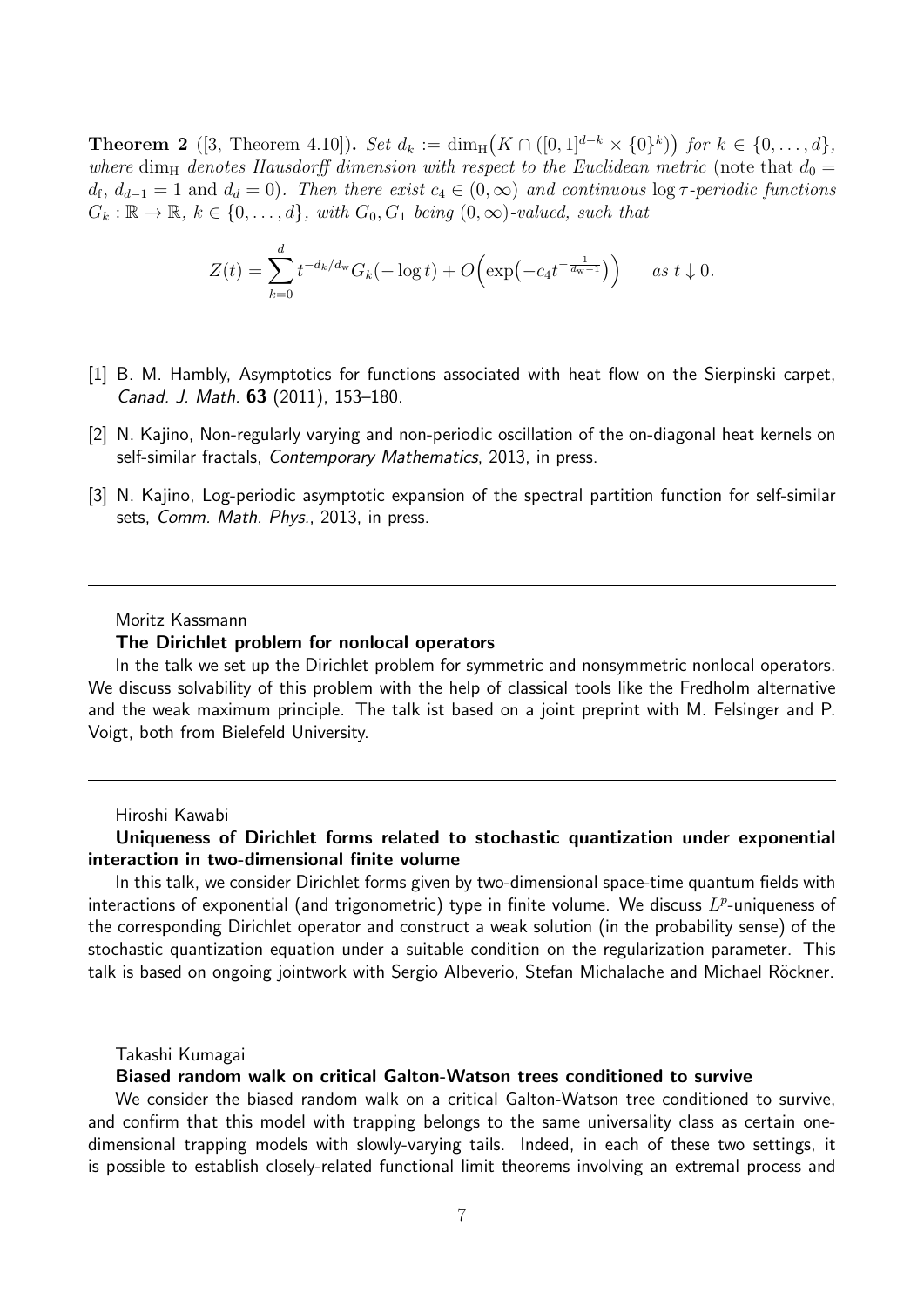**Theorem 2** ([3, Theorem 4.10]). *Set* $d_k := \dim_{\mathrm{H}}\big(K \cap ([0,1]^{d-k} \times \{0\}^k)\big)$ *for* $k \in \{0,\ldots,d\}$, *where* $\dim_{\mathrm{H}}$ *denotes Hausdorff dimension with respect to the Euclidean metric* (note that $d_0 = d_{\mathrm{f}}$, $d_{d-1} = 1$ and $d_d = 0$). *Then there exist* $c_4 \in (0,\infty)$ *and continuous* $\log\tau$*-periodic functions* $G_k : \mathbb{R} \to \mathbb{R}$, $k \in \{0,\ldots,d\}$, *with* $G_0, G_1$ *being* $(0,\infty)$*-valued, such that*

$$Z(t) = \sum_{k=0}^{d} t^{-d_k/d_{\mathrm{w}}} G_k(-\log t) + O\Big(\exp\big(-c_4 t^{-\frac{1}{d_{\mathrm{w}}-1}}\big)\Big) \qquad \textit{as } t \downarrow 0.$$

[1] B. M. Hambly, Asymptotics for functions associated with heat flow on the Sierpinski carpet, *Canad. J. Math.* **63** (2011), 153–180.

[2] N. Kajino, Non-regularly varying and non-periodic oscillation of the on-diagonal heat kernels on self-similar fractals, *Contemporary Mathematics*, 2013, in press.

[3] N. Kajino, Log-periodic asymptotic expansion of the spectral partition function for self-similar sets, *Comm. Math. Phys.*, 2013, in press.

---

Moritz Kassmann

**The Dirichlet problem for nonlocal operators**

In the talk we set up the Dirichlet problem for symmetric and nonsymmetric nonlocal operators. We discuss solvability of this problem with the help of classical tools like the Fredholm alternative and the weak maximum principle. The talk ist based on a joint preprint with M. Felsinger and P. Voigt, both from Bielefeld University.

---

Hiroshi Kawabi

**Uniqueness of Dirichlet forms related to stochastic quantization under exponential interaction in two-dimensional finite volume**

In this talk, we consider Dirichlet forms given by two-dimensional space-time quantum fields with interactions of exponential (and trigonometric) type in finite volume. We discuss $L^p$-uniqueness of the corresponding Dirichlet operator and construct a weak solution (in the probability sense) of the stochastic quantization equation under a suitable condition on the regularization parameter. This talk is based on ongoing jointwork with Sergio Albeverio, Stefan Michalache and Michael Röckner.

---

Takashi Kumagai

**Biased random walk on critical Galton-Watson trees conditioned to survive**

We consider the biased random walk on a critical Galton-Watson tree conditioned to survive, and confirm that this model with trapping belongs to the same universality class as certain one-dimensional trapping models with slowly-varying tails. Indeed, in each of these two settings, it is possible to establish closely-related functional limit theorems involving an extremal process and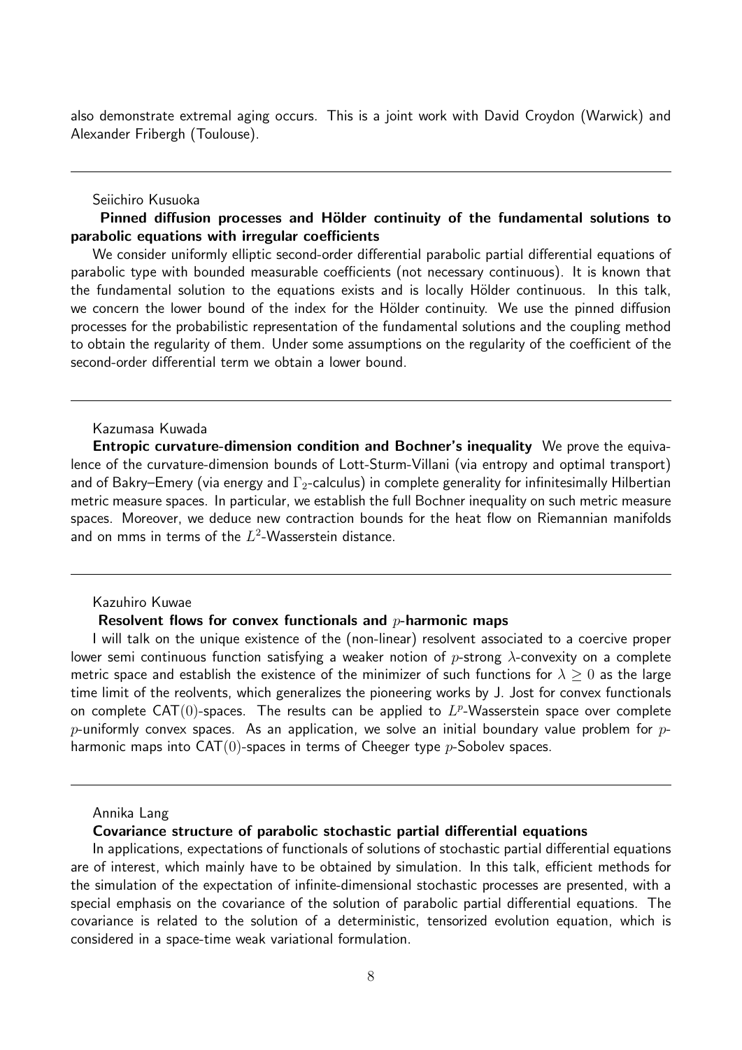also demonstrate extremal aging occurs. This is a joint work with David Croydon (Warwick) and Alexander Fribergh (Toulouse).

---

Seiichiro Kusuoka

**Pinned diffusion processes and Hölder continuity of the fundamental solutions to parabolic equations with irregular coefficients**

We consider uniformly elliptic second-order differential parabolic partial differential equations of parabolic type with bounded measurable coefficients (not necessary continuous). It is known that the fundamental solution to the equations exists and is locally Hölder continuous. In this talk, we concern the lower bound of the index for the Hölder continuity. We use the pinned diffusion processes for the probabilistic representation of the fundamental solutions and the coupling method to obtain the regularity of them. Under some assumptions on the regularity of the coefficient of the second-order differential term we obtain a lower bound.

---

Kazumasa Kuwada

**Entropic curvature-dimension condition and Bochner's inequality** We prove the equivalence of the curvature-dimension bounds of Lott-Sturm-Villani (via entropy and optimal transport) and of Bakry–Emery (via energy and $\Gamma_2$-calculus) in complete generality for infinitesimally Hilbertian metric measure spaces. In particular, we establish the full Bochner inequality on such metric measure spaces. Moreover, we deduce new contraction bounds for the heat flow on Riemannian manifolds and on mms in terms of the $L^2$-Wasserstein distance.

---

Kazuhiro Kuwae

**Resolvent flows for convex functionals and $p$-harmonic maps**

I will talk on the unique existence of the (non-linear) resolvent associated to a coercive proper lower semi continuous function satisfying a weaker notion of $p$-strong $\lambda$-convexity on a complete metric space and establish the existence of the minimizer of such functions for $\lambda \geq 0$ as the large time limit of the reolvents, which generalizes the pioneering works by J. Jost for convex functionals on complete CAT$(0)$-spaces. The results can be applied to $L^p$-Wasserstein space over complete $p$-uniformly convex spaces. As an application, we solve an initial boundary value problem for $p$-harmonic maps into CAT$(0)$-spaces in terms of Cheeger type $p$-Sobolev spaces.

---

Annika Lang

**Covariance structure of parabolic stochastic partial differential equations**

In applications, expectations of functionals of solutions of stochastic partial differential equations are of interest, which mainly have to be obtained by simulation. In this talk, efficient methods for the simulation of the expectation of infinite-dimensional stochastic processes are presented, with a special emphasis on the covariance of the solution of parabolic partial differential equations. The covariance is related to the solution of a deterministic, tensorized evolution equation, which is considered in a space-time weak variational formulation.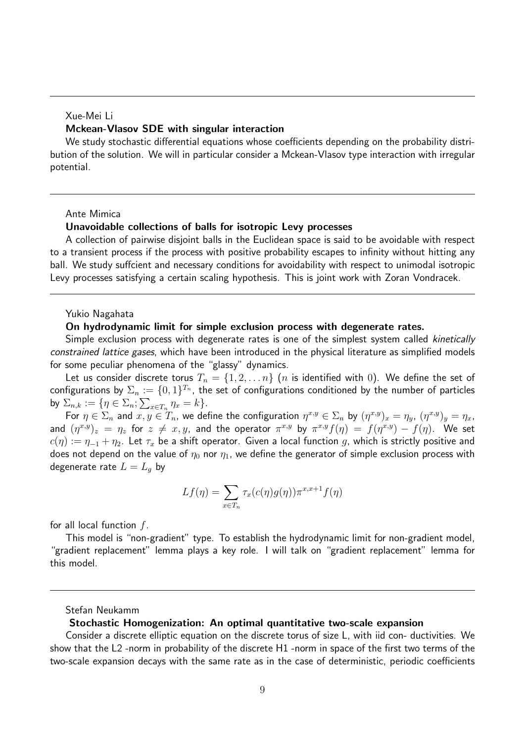Xue-Mei Li

**Mckean-Vlasov SDE with singular interaction**

We study stochastic differential equations whose coefficients depending on the probability distribution of the solution. We will in particular consider a Mckean-Vlasov type interaction with irregular potential.

---

Ante Mimica

**Unavoidable collections of balls for isotropic Levy processes**

A collection of pairwise disjoint balls in the Euclidean space is said to be avoidable with respect to a transient process if the process with positive probability escapes to infinity without hitting any ball. We study suffcient and necessary conditions for avoidability with respect to unimodal isotropic Levy processes satisfying a certain scaling hypothesis. This is joint work with Zoran Vondracek.

---

Yukio Nagahata

**On hydrodynamic limit for simple exclusion process with degenerate rates.**

Simple exclusion process with degenerate rates is one of the simplest system called *kinetically constrained lattice gases*, which have been introduced in the physical literature as simplified models for some peculiar phenomena of the "glassy" dynamics.

Let us consider discrete torus $T_n = \{1, 2, \ldots n\}$ ($n$ is identified with $0$). We define the set of configurations by $\Sigma_n := \{0, 1\}^{T_n}$, the set of configurations conditioned by the number of particles by $\Sigma_{n,k} := \{\eta \in \Sigma_n; \sum_{x \in T_n} \eta_x = k\}$.

For $\eta \in \Sigma_n$ and $x, y \in T_n$, we define the configuration $\eta^{x,y} \in \Sigma_n$ by $(\eta^{x,y})_x = \eta_y$, $(\eta^{x,y})_y = \eta_x$, and $(\eta^{x,y})_z = \eta_z$ for $z \neq x, y$, and the operator $\pi^{x,y}$ by $\pi^{x,y} f(\eta) = f(\eta^{x,y}) - f(\eta)$. We set $c(\eta) := \eta_{-1} + \eta_2$. Let $\tau_x$ be a shift operator. Given a local function $g$, which is strictly positive and does not depend on the value of $\eta_0$ nor $\eta_1$, we define the generator of simple exclusion process with degenerate rate $L = L_g$ by

$$Lf(\eta) = \sum_{x \in T_n} \tau_x(c(\eta)g(\eta))\pi^{x,x+1} f(\eta)$$

for all local function $f$.

This model is "non-gradient" type. To establish the hydrodynamic limit for non-gradient model, "gradient replacement" lemma plays a key role. I will talk on "gradient replacement" lemma for this model.

---

Stefan Neukamm

**Stochastic Homogenization: An optimal quantitative two-scale expansion**

Consider a discrete elliptic equation on the discrete torus of size L, with iid con- ductivities. We show that the L2 -norm in probability of the discrete H1 -norm in space of the first two terms of the two-scale expansion decays with the same rate as in the case of deterministic, periodic coefficients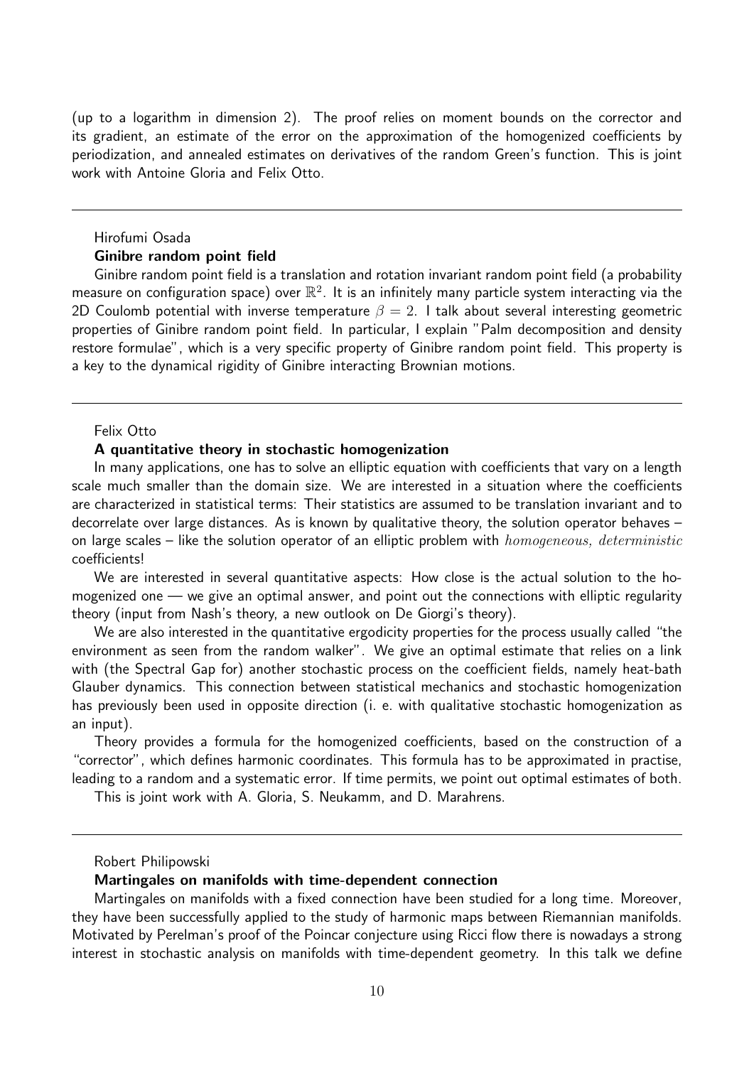(up to a logarithm in dimension 2). The proof relies on moment bounds on the corrector and its gradient, an estimate of the error on the approximation of the homogenized coefficients by periodization, and annealed estimates on derivatives of the random Green's function. This is joint work with Antoine Gloria and Felix Otto.

---

Hirofumi Osada

**Ginibre random point field**

Ginibre random point field is a translation and rotation invariant random point field (a probability measure on configuration space) over $\mathbb{R}^2$. It is an infinitely many particle system interacting via the 2D Coulomb potential with inverse temperature $\beta = 2$. I talk about several interesting geometric properties of Ginibre random point field. In particular, I explain "Palm decomposition and density restore formulae", which is a very specific property of Ginibre random point field. This property is a key to the dynamical rigidity of Ginibre interacting Brownian motions.

---

Felix Otto

**A quantitative theory in stochastic homogenization**

In many applications, one has to solve an elliptic equation with coefficients that vary on a length scale much smaller than the domain size. We are interested in a situation where the coefficients are characterized in statistical terms: Their statistics are assumed to be translation invariant and to decorrelate over large distances. As is known by qualitative theory, the solution operator behaves – on large scales – like the solution operator of an elliptic problem with *homogeneous, deterministic* coefficients!

We are interested in several quantitative aspects: How close is the actual solution to the homogenized one — we give an optimal answer, and point out the connections with elliptic regularity theory (input from Nash's theory, a new outlook on De Giorgi's theory).

We are also interested in the quantitative ergodicity properties for the process usually called "the environment as seen from the random walker". We give an optimal estimate that relies on a link with (the Spectral Gap for) another stochastic process on the coefficient fields, namely heat-bath Glauber dynamics. This connection between statistical mechanics and stochastic homogenization has previously been used in opposite direction (i. e. with qualitative stochastic homogenization as an input).

Theory provides a formula for the homogenized coefficients, based on the construction of a "corrector", which defines harmonic coordinates. This formula has to be approximated in practise, leading to a random and a systematic error. If time permits, we point out optimal estimates of both.

This is joint work with A. Gloria, S. Neukamm, and D. Marahrens.

---

Robert Philipowski

**Martingales on manifolds with time-dependent connection**

Martingales on manifolds with a fixed connection have been studied for a long time. Moreover, they have been successfully applied to the study of harmonic maps between Riemannian manifolds. Motivated by Perelman's proof of the Poincar conjecture using Ricci flow there is nowadays a strong interest in stochastic analysis on manifolds with time-dependent geometry. In this talk we define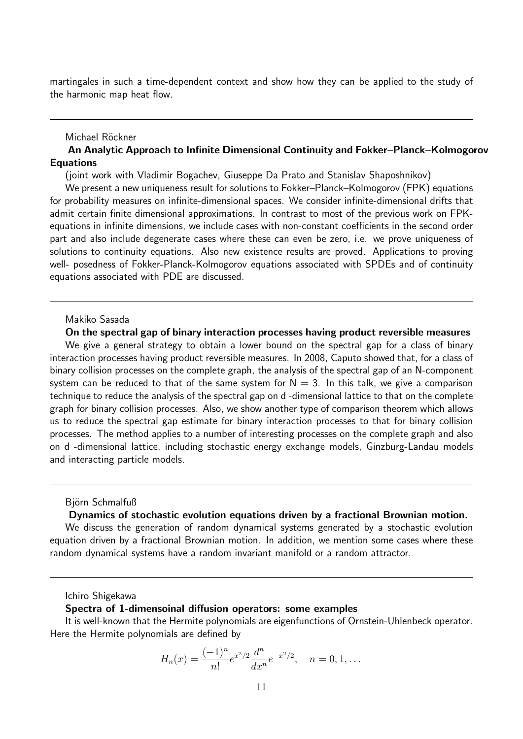martingales in such a time-dependent context and show how they can be applied to the study of the harmonic map heat flow.

---

Michael Röckner

**An Analytic Approach to Infinite Dimensional Continuity and Fokker–Planck–Kolmogorov Equations**

(joint work with Vladimir Bogachev, Giuseppe Da Prato and Stanislav Shaposhnikov)

We present a new uniqueness result for solutions to Fokker–Planck–Kolmogorov (FPK) equations for probability measures on infinite-dimensional spaces. We consider infinite-dimensional drifts that admit certain finite dimensional approximations. In contrast to most of the previous work on FPK-equations in infinite dimensions, we include cases with non-constant coefficients in the second order part and also include degenerate cases where these can even be zero, i.e. we prove uniqueness of solutions to continuity equations. Also new existence results are proved. Applications to proving well- posedness of Fokker-Planck-Kolmogorov equations associated with SPDEs and of continuity equations associated with PDE are discussed.

---

Makiko Sasada

**On the spectral gap of binary interaction processes having product reversible measures**

We give a general strategy to obtain a lower bound on the spectral gap for a class of binary interaction processes having product reversible measures. In 2008, Caputo showed that, for a class of binary collision processes on the complete graph, the analysis of the spectral gap of an N-component system can be reduced to that of the same system for $N = 3$. In this talk, we give a comparison technique to reduce the analysis of the spectral gap on d -dimensional lattice to that on the complete graph for binary collision processes. Also, we show another type of comparison theorem which allows us to reduce the spectral gap estimate for binary interaction processes to that for binary collision processes. The method applies to a number of interesting processes on the complete graph and also on d -dimensional lattice, including stochastic energy exchange models, Ginzburg-Landau models and interacting particle models.

---

Björn Schmalfuß

**Dynamics of stochastic evolution equations driven by a fractional Brownian motion.**

We discuss the generation of random dynamical systems generated by a stochastic evolution equation driven by a fractional Brownian motion. In addition, we mention some cases where these random dynamical systems have a random invariant manifold or a random attractor.

---

Ichiro Shigekawa

**Spectra of 1-dimensoinal diffusion operators: some examples**

It is well-known that the Hermite polynomials are eigenfunctions of Ornstein-Uhlenbeck operator. Here the Hermite polynomials are defined by

$$H_n(x) = \frac{(-1)^n}{n!} e^{x^2/2} \frac{d^n}{dx^n} e^{-x^2/2}, \quad n = 0, 1, \dots$$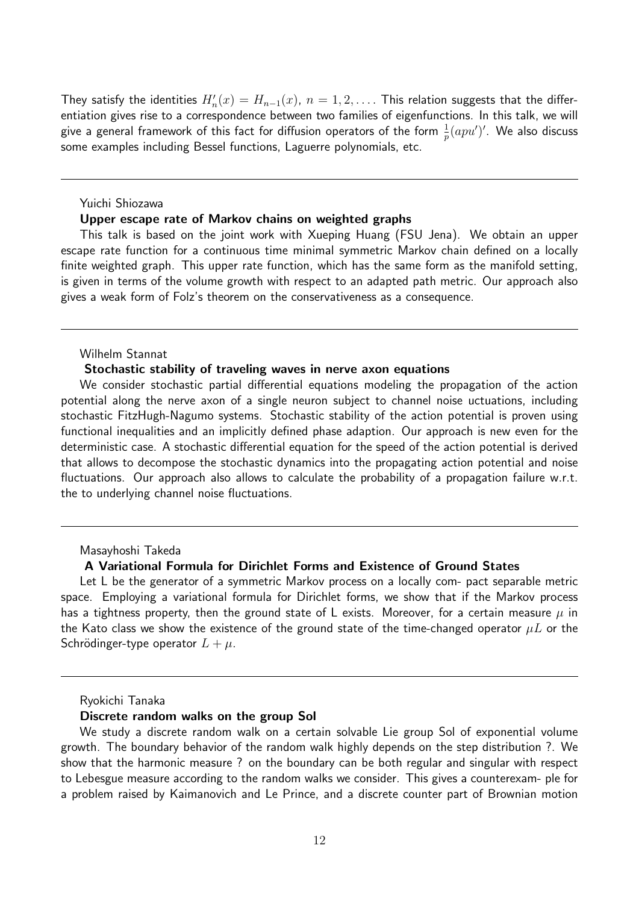They satisfy the identities $H_n'(x) = H_{n-1}(x)$, $n = 1, 2, \ldots$. This relation suggests that the differentiation gives rise to a correspondence between two families of eigenfunctions. In this talk, we will give a general framework of this fact for diffusion operators of the form $\frac{1}{p}(apu')'$. We also discuss some examples including Bessel functions, Laguerre polynomials, etc.

---

Yuichi Shiozawa

**Upper escape rate of Markov chains on weighted graphs**

This talk is based on the joint work with Xueping Huang (FSU Jena). We obtain an upper escape rate function for a continuous time minimal symmetric Markov chain defined on a locally finite weighted graph. This upper rate function, which has the same form as the manifold setting, is given in terms of the volume growth with respect to an adapted path metric. Our approach also gives a weak form of Folz's theorem on the conservativeness as a consequence.

---

Wilhelm Stannat

**Stochastic stability of traveling waves in nerve axon equations**

We consider stochastic partial differential equations modeling the propagation of the action potential along the nerve axon of a single neuron subject to channel noise uctuations, including stochastic FitzHugh-Nagumo systems. Stochastic stability of the action potential is proven using functional inequalities and an implicitly defined phase adaption. Our approach is new even for the deterministic case. A stochastic differential equation for the speed of the action potential is derived that allows to decompose the stochastic dynamics into the propagating action potential and noise fluctuations. Our approach also allows to calculate the probability of a propagation failure w.r.t. the to underlying channel noise fluctuations.

---

Masayhoshi Takeda

**A Variational Formula for Dirichlet Forms and Existence of Ground States**

Let L be the generator of a symmetric Markov process on a locally com- pact separable metric space. Employing a variational formula for Dirichlet forms, we show that if the Markov process has a tightness property, then the ground state of L exists. Moreover, for a certain measure $\mu$ in the Kato class we show the existence of the ground state of the time-changed operator $\mu L$ or the Schrödinger-type operator $L + \mu$.

---

Ryokichi Tanaka

**Discrete random walks on the group Sol**

We study a discrete random walk on a certain solvable Lie group Sol of exponential volume growth. The boundary behavior of the random walk highly depends on the step distribution ?. We show that the harmonic measure ? on the boundary can be both regular and singular with respect to Lebesgue measure according to the random walks we consider. This gives a counterexam- ple for a problem raised by Kaimanovich and Le Prince, and a discrete counter part of Brownian motion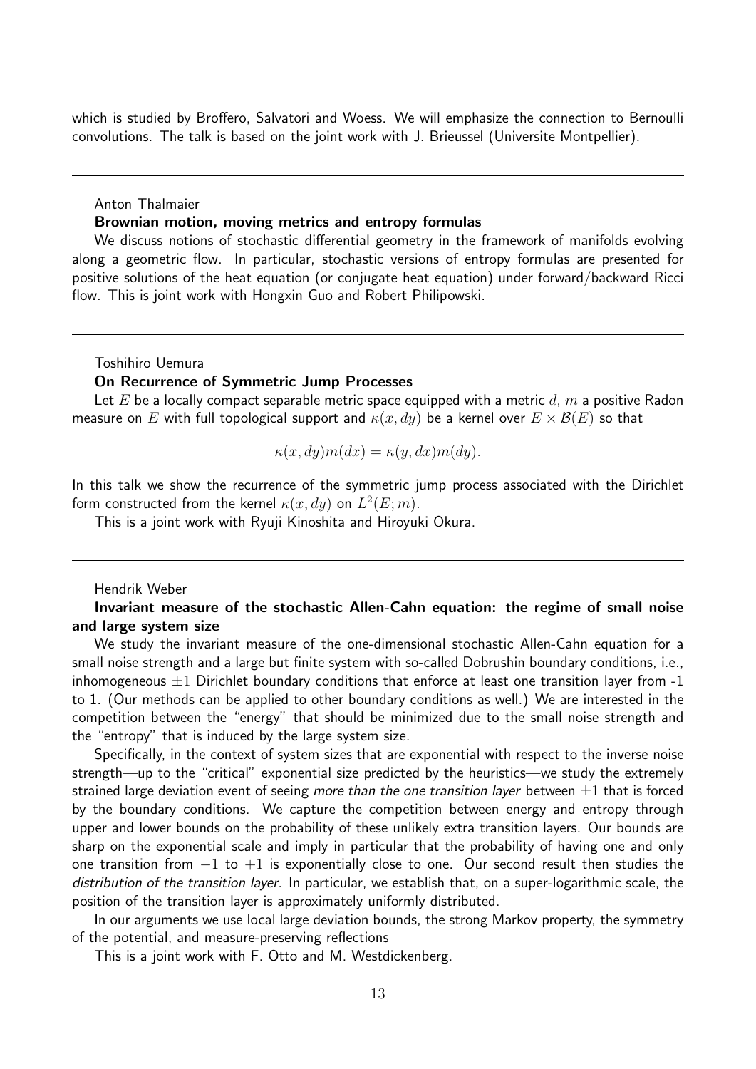which is studied by Broffero, Salvatori and Woess. We will emphasize the connection to Bernoulli convolutions. The talk is based on the joint work with J. Brieussel (Universite Montpellier).

---

Anton Thalmaier

**Brownian motion, moving metrics and entropy formulas**

We discuss notions of stochastic differential geometry in the framework of manifolds evolving along a geometric flow. In particular, stochastic versions of entropy formulas are presented for positive solutions of the heat equation (or conjugate heat equation) under forward/backward Ricci flow. This is joint work with Hongxin Guo and Robert Philipowski.

---

Toshihiro Uemura

**On Recurrence of Symmetric Jump Processes**

Let $E$ be a locally compact separable metric space equipped with a metric $d$, $m$ a positive Radon measure on $E$ with full topological support and $\kappa(x, dy)$ be a kernel over $E \times \mathcal{B}(E)$ so that

$$\kappa(x, dy)m(dx) = \kappa(y, dx)m(dy).$$

In this talk we show the recurrence of the symmetric jump process associated with the Dirichlet form constructed from the kernel $\kappa(x, dy)$ on $L^2(E; m)$.

This is a joint work with Ryuji Kinoshita and Hiroyuki Okura.

---

Hendrik Weber

**Invariant measure of the stochastic Allen-Cahn equation: the regime of small noise and large system size**

We study the invariant measure of the one-dimensional stochastic Allen-Cahn equation for a small noise strength and a large but finite system with so-called Dobrushin boundary conditions, i.e., inhomogeneous $\pm 1$ Dirichlet boundary conditions that enforce at least one transition layer from -1 to 1. (Our methods can be applied to other boundary conditions as well.) We are interested in the competition between the "energy" that should be minimized due to the small noise strength and the "entropy" that is induced by the large system size.

Specifically, in the context of system sizes that are exponential with respect to the inverse noise strength—up to the "critical" exponential size predicted by the heuristics—we study the extremely strained large deviation event of seeing *more than the one transition layer* between $\pm 1$ that is forced by the boundary conditions. We capture the competition between energy and entropy through upper and lower bounds on the probability of these unlikely extra transition layers. Our bounds are sharp on the exponential scale and imply in particular that the probability of having one and only one transition from $-1$ to $+1$ is exponentially close to one. Our second result then studies the *distribution of the transition layer*. In particular, we establish that, on a super-logarithmic scale, the position of the transition layer is approximately uniformly distributed.

In our arguments we use local large deviation bounds, the strong Markov property, the symmetry of the potential, and measure-preserving reflections

This is a joint work with F. Otto and M. Westdickenberg.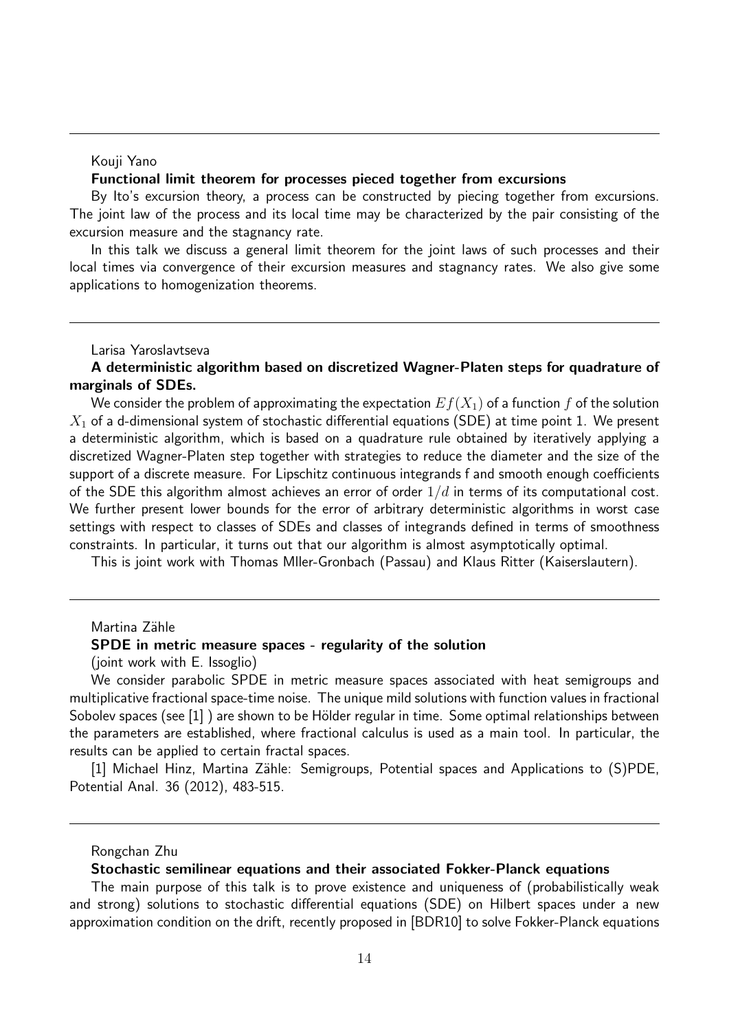---

Kouji Yano

**Functional limit theorem for processes pieced together from excursions**

By Ito's excursion theory, a process can be constructed by piecing together from excursions. The joint law of the process and its local time may be characterized by the pair consisting of the excursion measure and the stagnancy rate.

In this talk we discuss a general limit theorem for the joint laws of such processes and their local times via convergence of their excursion measures and stagnancy rates. We also give some applications to homogenization theorems.

---

Larisa Yaroslavtseva

**A deterministic algorithm based on discretized Wagner-Platen steps for quadrature of marginals of SDEs.**

We consider the problem of approximating the expectation $Ef(X_1)$ of a function $f$ of the solution $X_1$ of a d-dimensional system of stochastic differential equations (SDE) at time point 1. We present a deterministic algorithm, which is based on a quadrature rule obtained by iteratively applying a discretized Wagner-Platen step together with strategies to reduce the diameter and the size of the support of a discrete measure. For Lipschitz continuous integrands f and smooth enough coefficients of the SDE this algorithm almost achieves an error of order $1/d$ in terms of its computational cost. We further present lower bounds for the error of arbitrary deterministic algorithms in worst case settings with respect to classes of SDEs and classes of integrands defined in terms of smoothness constraints. In particular, it turns out that our algorithm is almost asymptotically optimal.

This is joint work with Thomas Mller-Gronbach (Passau) and Klaus Ritter (Kaiserslautern).

---

Martina Zähle

**SPDE in metric measure spaces - regularity of the solution**

(joint work with E. Issoglio)

We consider parabolic SPDE in metric measure spaces associated with heat semigroups and multiplicative fractional space-time noise. The unique mild solutions with function values in fractional Sobolev spaces (see [1] ) are shown to be Hölder regular in time. Some optimal relationships between the parameters are established, where fractional calculus is used as a main tool. In particular, the results can be applied to certain fractal spaces.

[1] Michael Hinz, Martina Zähle: Semigroups, Potential spaces and Applications to (S)PDE, Potential Anal. 36 (2012), 483-515.

---

Rongchan Zhu

**Stochastic semilinear equations and their associated Fokker-Planck equations**

The main purpose of this talk is to prove existence and uniqueness of (probabilistically weak and strong) solutions to stochastic differential equations (SDE) on Hilbert spaces under a new approximation condition on the drift, recently proposed in [BDR10] to solve Fokker-Planck equations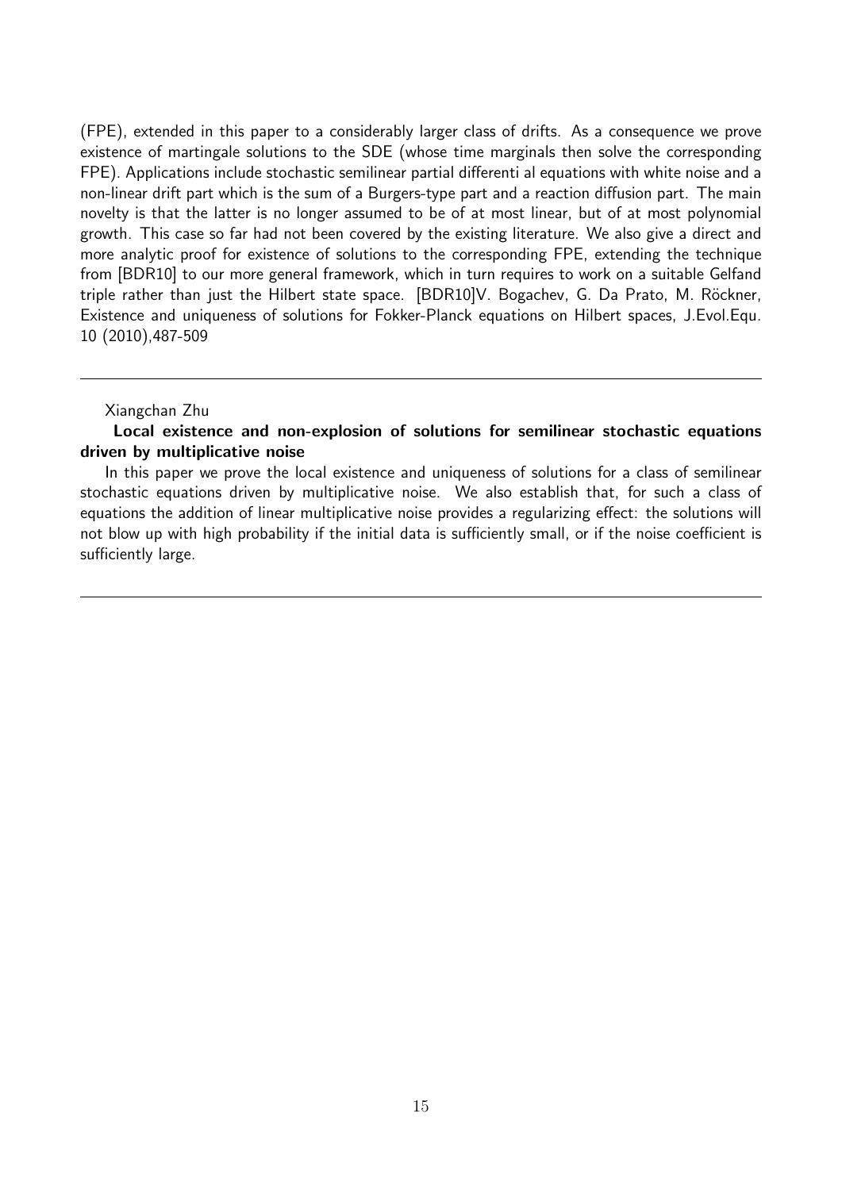(FPE), extended in this paper to a considerably larger class of drifts. As a consequence we prove existence of martingale solutions to the SDE (whose time marginals then solve the corresponding FPE). Applications include stochastic semilinear partial differenti al equations with white noise and a non-linear drift part which is the sum of a Burgers-type part and a reaction diffusion part. The main novelty is that the latter is no longer assumed to be of at most linear, but of at most polynomial growth. This case so far had not been covered by the existing literature. We also give a direct and more analytic proof for existence of solutions to the corresponding FPE, extending the technique from [BDR10] to our more general framework, which in turn requires to work on a suitable Gelfand triple rather than just the Hilbert state space. [BDR10]V. Bogachev, G. Da Prato, M. Röckner, Existence and uniqueness of solutions for Fokker-Planck equations on Hilbert spaces, J.Evol.Equ. 10 (2010),487-509

---

Xiangchan Zhu

**Local existence and non-explosion of solutions for semilinear stochastic equations driven by multiplicative noise**

In this paper we prove the local existence and uniqueness of solutions for a class of semilinear stochastic equations driven by multiplicative noise. We also establish that, for such a class of equations the addition of linear multiplicative noise provides a regularizing effect: the solutions will not blow up with high probability if the initial data is sufficiently small, or if the noise coefficient is sufficiently large.

---